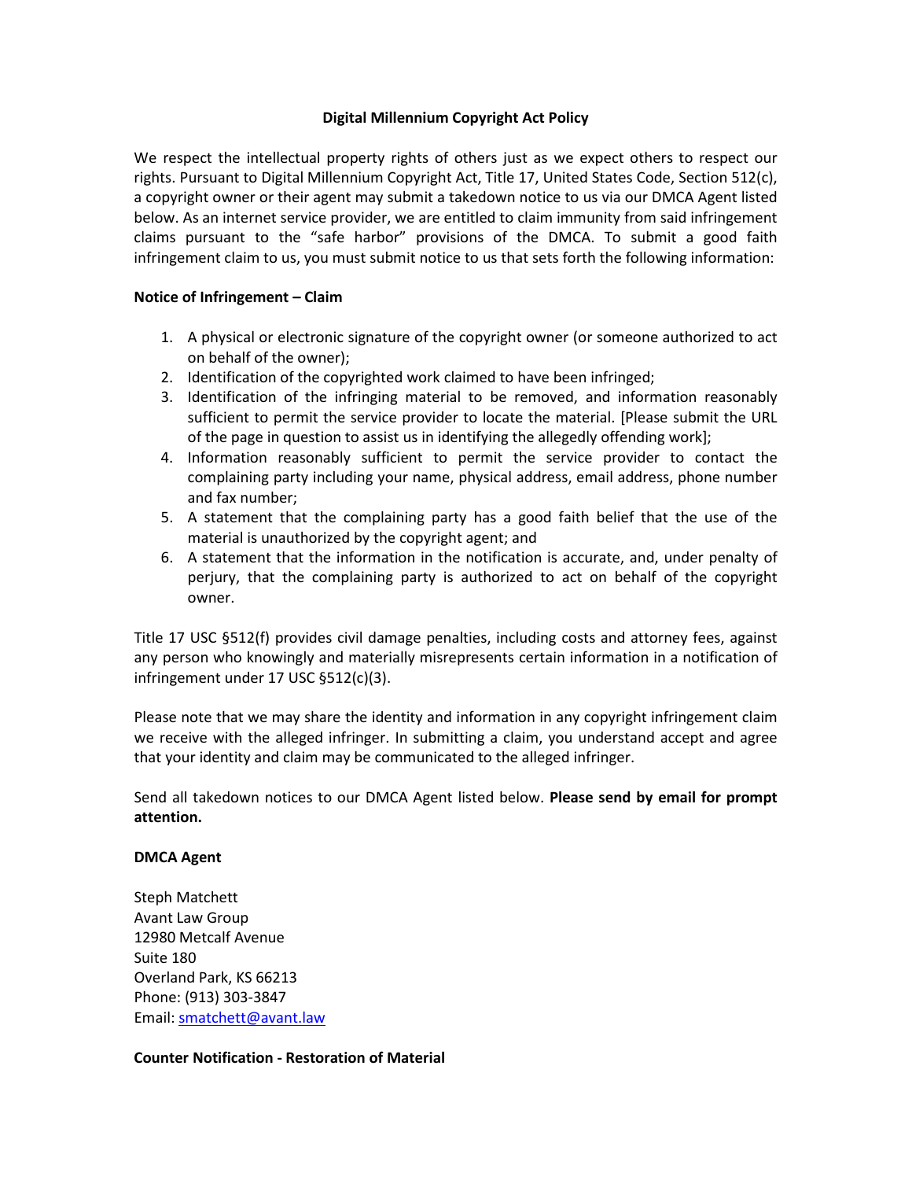# Digital Millennium Copyright Act Policy

We respect the intellectual property rights of others just as we expect others to respect our rights. Pursuant to Digital Millennium Copyright Act, Title 17, United States Code, Section 512(c), a copyright owner or their agent may submit a takedown notice to us via our DMCA Agent listed below. As an internet service provider, we are entitled to claim immunity from said infringement claims pursuant to the "safe harbor" provisions of the DMCA. To submit a good faith infringement claim to us, you must submit notice to us that sets forth the following information:

## Notice of Infringement – Claim

1. A physical or electronic signature of the copyright owner (or someone authorized to act on behalf of the owner);
2. Identification of the copyrighted work claimed to have been infringed;
3. Identification of the infringing material to be removed, and information reasonably sufficient to permit the service provider to locate the material. [Please submit the URL of the page in question to assist us in identifying the allegedly offending work];
4. Information reasonably sufficient to permit the service provider to contact the complaining party including your name, physical address, email address, phone number and fax number;
5. A statement that the complaining party has a good faith belief that the use of the material is unauthorized by the copyright agent; and
6. A statement that the information in the notification is accurate, and, under penalty of perjury, that the complaining party is authorized to act on behalf of the copyright owner.

Title 17 USC §512(f) provides civil damage penalties, including costs and attorney fees, against any person who knowingly and materially misrepresents certain information in a notification of infringement under 17 USC §512(c)(3).

Please note that we may share the identity and information in any copyright infringement claim we receive with the alleged infringer. In submitting a claim, you understand accept and agree that your identity and claim may be communicated to the alleged infringer.

Send all takedown notices to our DMCA Agent listed below. **Please send by email for prompt attention.**

## DMCA Agent

Steph Matchett
Avant Law Group
12980 Metcalf Avenue
Suite 180
Overland Park, KS 66213
Phone: (913) 303-3847
Email: smatchett@avant.law

## Counter Notification - Restoration of Material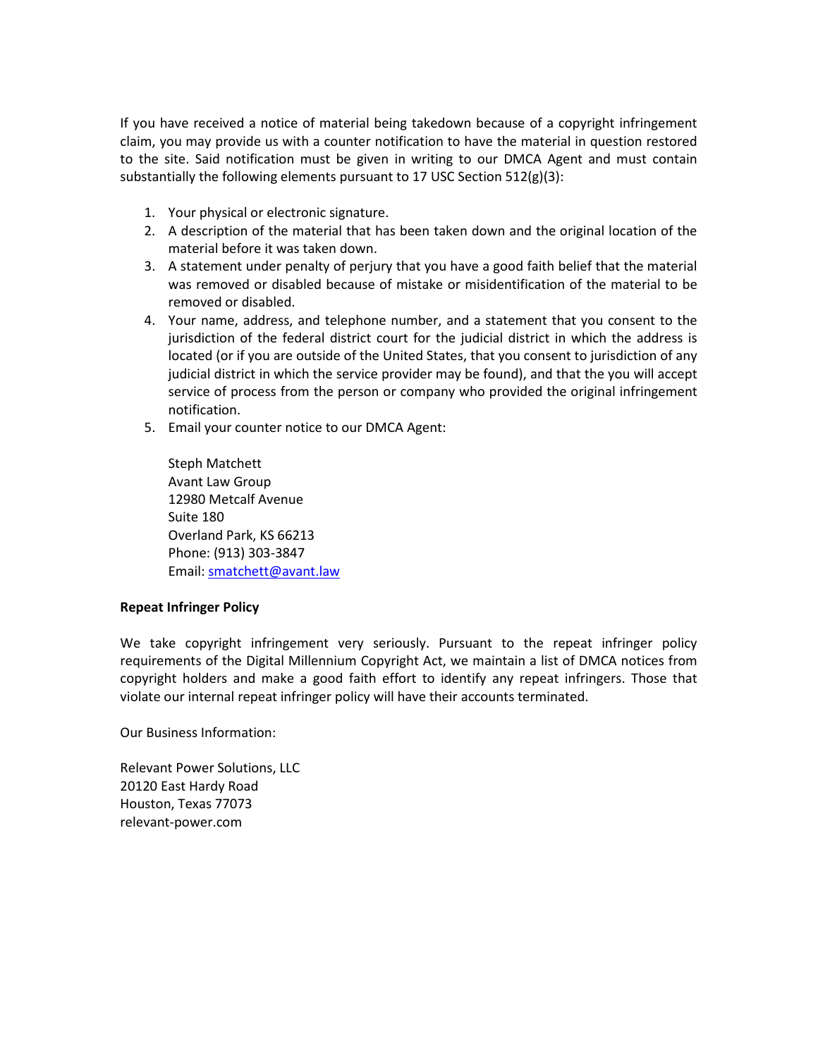If you have received a notice of material being takedown because of a copyright infringement claim, you may provide us with a counter notification to have the material in question restored to the site. Said notification must be given in writing to our DMCA Agent and must contain substantially the following elements pursuant to 17 USC Section 512(g)(3):

1. Your physical or electronic signature.
2. A description of the material that has been taken down and the original location of the material before it was taken down.
3. A statement under penalty of perjury that you have a good faith belief that the material was removed or disabled because of mistake or misidentification of the material to be removed or disabled.
4. Your name, address, and telephone number, and a statement that you consent to the jurisdiction of the federal district court for the judicial district in which the address is located (or if you are outside of the United States, that you consent to jurisdiction of any judicial district in which the service provider may be found), and that the you will accept service of process from the person or company who provided the original infringement notification.
5. Email your counter notice to our DMCA Agent:

   Steph Matchett
   Avant Law Group
   12980 Metcalf Avenue
   Suite 180
   Overland Park, KS 66213
   Phone: (913) 303-3847
   Email: smatchett@avant.law

**Repeat Infringer Policy**

We take copyright infringement very seriously. Pursuant to the repeat infringer policy requirements of the Digital Millennium Copyright Act, we maintain a list of DMCA notices from copyright holders and make a good faith effort to identify any repeat infringers. Those that violate our internal repeat infringer policy will have their accounts terminated.

Our Business Information:

Relevant Power Solutions, LLC
20120 East Hardy Road
Houston, Texas 77073
relevant-power.com